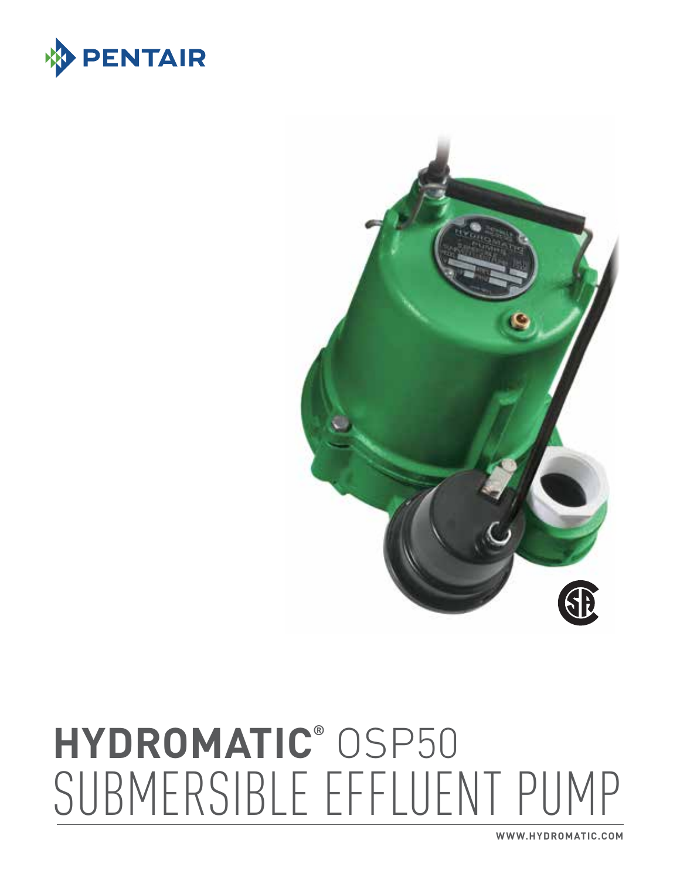PENTAIR

# HYDROMATIC® OSP50
# SUBMERSIBLE EFFLUENT PUMP

WWW.HYDROMATIC.COM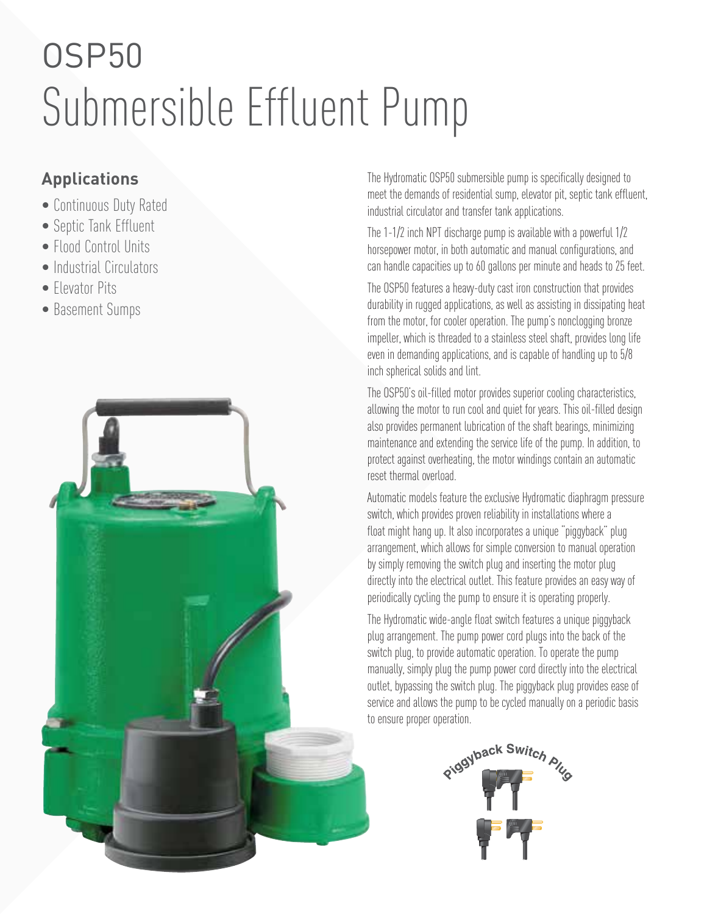# OSP50 Submersible Effluent Pump

## Applications

- Continuous Duty Rated
- Septic Tank Effluent
- Flood Control Units
- Industrial Circulators
- Elevator Pits
- Basement Sumps

The Hydromatic OSP50 submersible pump is specifically designed to meet the demands of residential sump, elevator pit, septic tank effluent, industrial circulator and transfer tank applications.

The 1-1/2 inch NPT discharge pump is available with a powerful 1/2 horsepower motor, in both automatic and manual configurations, and can handle capacities up to 60 gallons per minute and heads to 25 feet.

The OSP50 features a heavy-duty cast iron construction that provides durability in rugged applications, as well as assisting in dissipating heat from the motor, for cooler operation. The pump's nonclogging bronze impeller, which is threaded to a stainless steel shaft, provides long life even in demanding applications, and is capable of handling up to 5/8 inch spherical solids and lint.

The OSP50's oil-filled motor provides superior cooling characteristics, allowing the motor to run cool and quiet for years. This oil-filled design also provides permanent lubrication of the shaft bearings, minimizing maintenance and extending the service life of the pump. In addition, to protect against overheating, the motor windings contain an automatic reset thermal overload.

Automatic models feature the exclusive Hydromatic diaphragm pressure switch, which provides proven reliability in installations where a float might hang up. It also incorporates a unique "piggyback" plug arrangement, which allows for simple conversion to manual operation by simply removing the switch plug and inserting the motor plug directly into the electrical outlet. This feature provides an easy way of periodically cycling the pump to ensure it is operating properly.

The Hydromatic wide-angle float switch features a unique piggyback plug arrangement. The pump power cord plugs into the back of the switch plug, to provide automatic operation. To operate the pump manually, simply plug the pump power cord directly into the electrical outlet, bypassing the switch plug. The piggyback plug provides ease of service and allows the pump to be cycled manually on a periodic basis to ensure proper operation.

Piggyback Switch Plug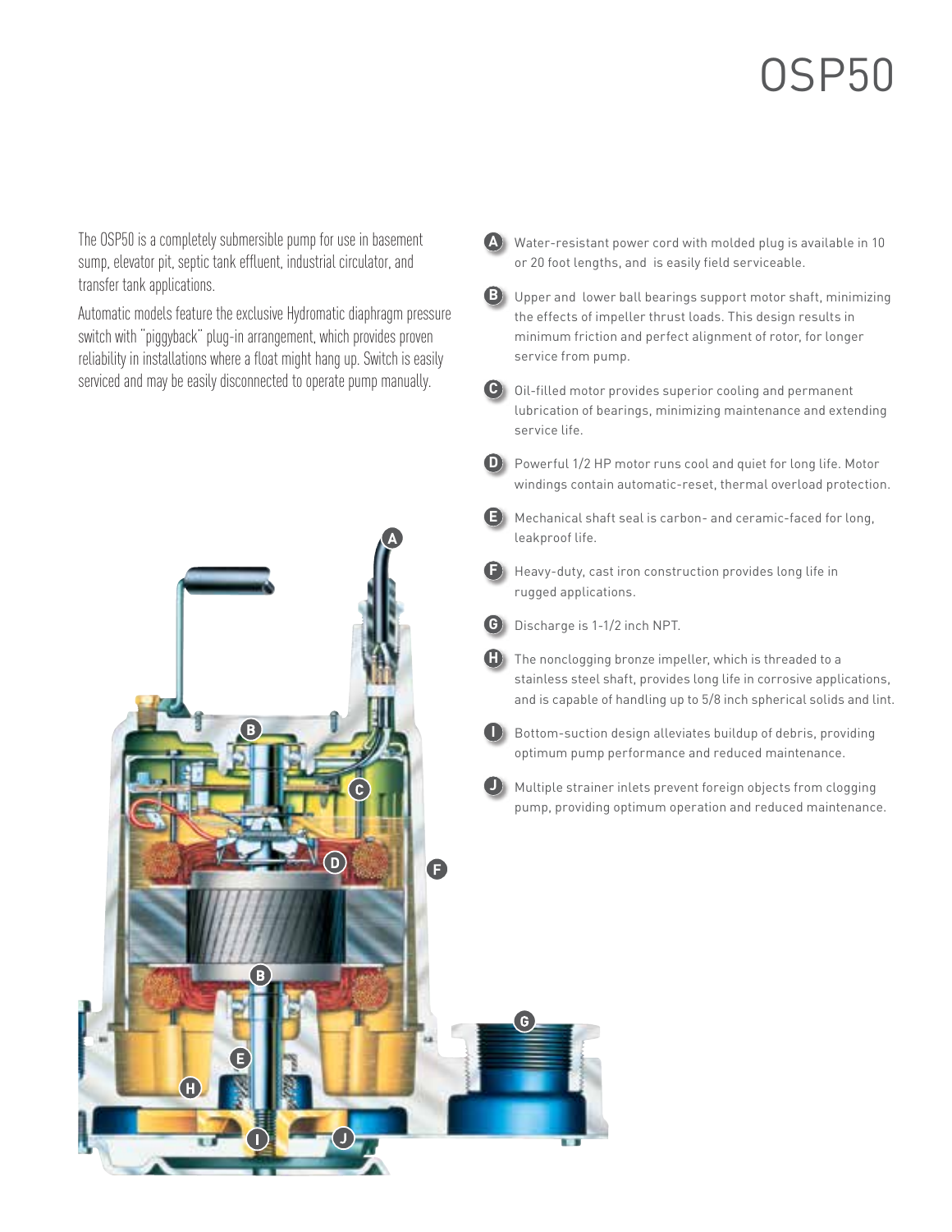# OSP50

The OSP50 is a completely submersible pump for use in basement sump, elevator pit, septic tank effluent, industrial circulator, and transfer tank applications.

Automatic models feature the exclusive Hydromatic diaphragm pressure switch with "piggyback" plug-in arrangement, which provides proven reliability in installations where a float might hang up. Switch is easily serviced and may be easily disconnected to operate pump manually.

- **A** Water-resistant power cord with molded plug is available in 10 or 20 foot lengths, and is easily field serviceable.
- **B** Upper and lower ball bearings support motor shaft, minimizing the effects of impeller thrust loads. This design results in minimum friction and perfect alignment of rotor, for longer service from pump.
- **C** Oil-filled motor provides superior cooling and permanent lubrication of bearings, minimizing maintenance and extending service life.
- **D** Powerful 1/2 HP motor runs cool and quiet for long life. Motor windings contain automatic-reset, thermal overload protection.
- **E** Mechanical shaft seal is carbon- and ceramic-faced for long, leakproof life.
- **F** Heavy-duty, cast iron construction provides long life in rugged applications.
- **G** Discharge is 1-1/2 inch NPT.
- **H** The nonclogging bronze impeller, which is threaded to a stainless steel shaft, provides long life in corrosive applications, and is capable of handling up to 5/8 inch spherical solids and lint.
- **I** Bottom-suction design alleviates buildup of debris, providing optimum pump performance and reduced maintenance.
- **J** Multiple strainer inlets prevent foreign objects from clogging pump, providing optimum operation and reduced maintenance.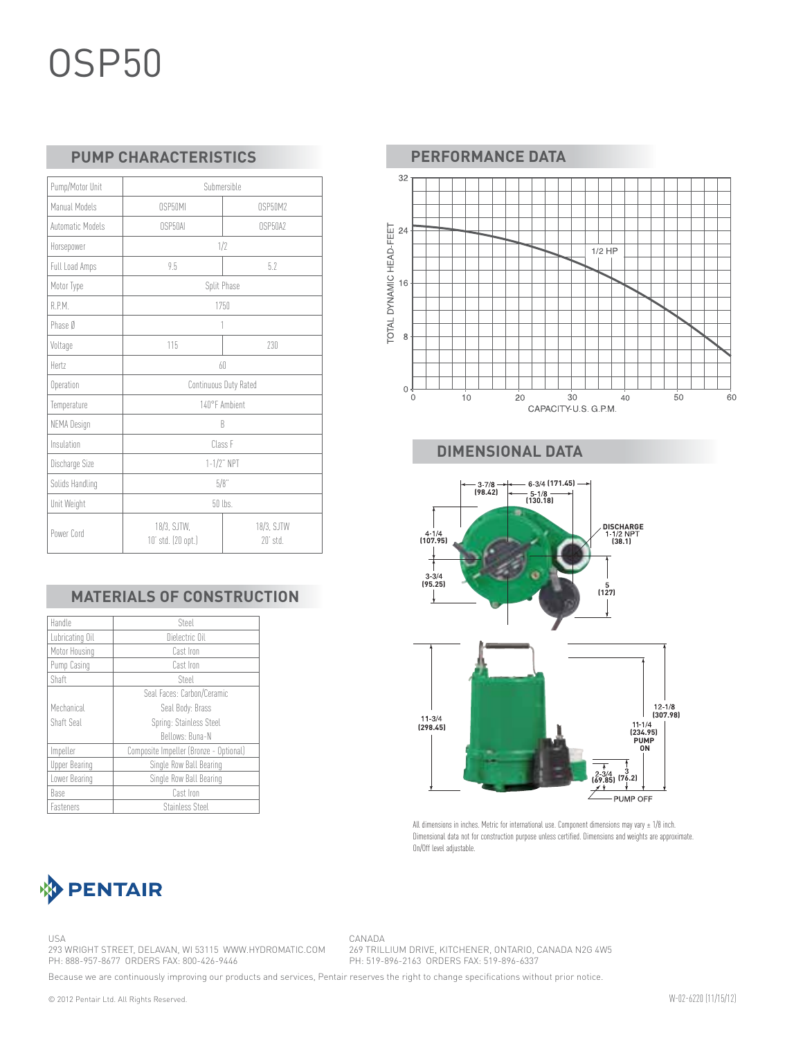# OSP50

## PUMP CHARACTERISTICS

| | | |
|---|---|---|
| Pump/Motor Unit | Submersible | |
| Manual Models | OSP50MI | OSP50M2 |
| Automatic Models | OSP50AI | OSP50A2 |
| Horsepower | 1/2 | |
| Full Load Amps | 9.5 | 5.2 |
| Motor Type | Split Phase | |
| R.P.M. | 1750 | |
| Phase Ø | 1 | |
| Voltage | 115 | 230 |
| Hertz | 60 | |
| Operation | Continuous Duty Rated | |
| Temperature | 140°F Ambient | |
| NEMA Design | B | |
| Insulation | Class F | |
| Discharge Size | 1-1/2" NPT | |
| Solids Handling | 5/8" | |
| Unit Weight | 50 lbs. | |
| Power Cord | 18/3, SJTW, 10' std. (20 opt.) | 18/3, SJTW 20' std. |

## MATERIALS OF CONSTRUCTION

| | |
|---|---|
| Handle | Steel |
| Lubricating Oil | Dielectric Oil |
| Motor Housing | Cast Iron |
| Pump Casing | Cast Iron |
| Shaft | Steel |
| Mechanical Shaft Seal | Seal Faces: Carbon/Ceramic<br>Seal Body: Brass<br>Spring: Stainless Steel<br>Bellows: Buna-N |
| Impeller | Composite Impeller (Bronze - Optional) |
| Upper Bearing | Single Row Ball Bearing |
| Lower Bearing | Single Row Ball Bearing |
| Base | Cast Iron |
| Fasteners | Stainless Steel |

## PERFORMANCE DATA

TOTAL DYNAMIC HEAD-FEET

0 8 16 24 32

1/2 HP

CAPACITY-U.S. G.P.M.

0 10 20 30 40 50 60

## DIMENSIONAL DATA

3-7/8 (98.42)

6-3/4 (171.45)

5-1/8 (130.18)

4-1/4 (107.95)

3-3/4 (95.25)

DISCHARGE 1-1/2 NPT (38.1)

5 (127)

11-3/4 (298.45)

12-1/8 (307.98)

11-1/4 (234.95) PUMP ON

2-3/4 (69.85)

3 (76.2)

PUMP OFF

All dimensions in inches. Metric for international use. Component dimensions may vary ± 1/8 inch. Dimensional data not for construction purpose unless certified. Dimensions and weights are approximate. On/Off level adjustable.

PENTAIR

USA
293 WRIGHT STREET, DELAVAN, WI 53115 WWW.HYDROMATIC.COM
PH: 888-957-8677 ORDERS FAX: 800-426-9446

CANADA
269 TRILLIUM DRIVE, KITCHENER, ONTARIO, CANADA N2G 4W5
PH: 519-896-2163 ORDERS FAX: 519-896-6337

Because we are continuously improving our products and services, Pentair reserves the right to change specifications without prior notice.

© 2012 Pentair Ltd. All Rights Reserved.

W-02-6220 (11/15/12)